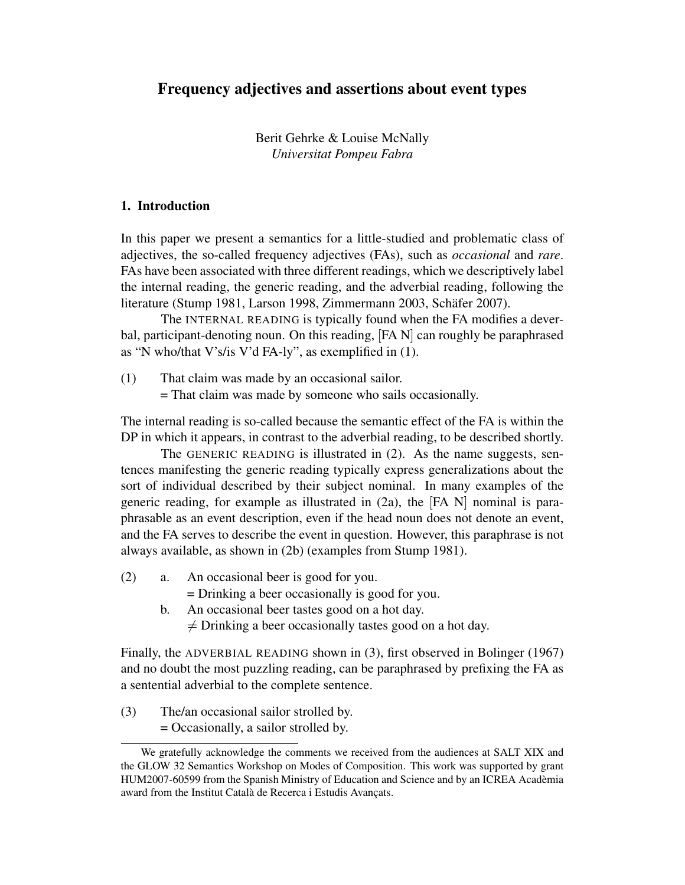# Frequency adjectives and assertions about event types

Berit Gehrke & Louise McNally
*Universitat Pompeu Fabra*

## 1. Introduction

In this paper we present a semantics for a little-studied and problematic class of adjectives, the so-called frequency adjectives (FAs), such as *occasional* and *rare*. FAs have been associated with three different readings, which we descriptively label the internal reading, the generic reading, and the adverbial reading, following the literature (Stump 1981, Larson 1998, Zimmermann 2003, Schäfer 2007).

The INTERNAL READING is typically found when the FA modifies a deverbal, participant-denoting noun. On this reading, [FA N] can roughly be paraphrased as "N who/that V's/is V'd FA-ly", as exemplified in (1).

(1) That claim was made by an occasional sailor.
 = That claim was made by someone who sails occasionally.

The internal reading is so-called because the semantic effect of the FA is within the DP in which it appears, in contrast to the adverbial reading, to be described shortly.

The GENERIC READING is illustrated in (2). As the name suggests, sentences manifesting the generic reading typically express generalizations about the sort of individual described by their subject nominal. In many examples of the generic reading, for example as illustrated in (2a), the [FA N] nominal is paraphrasable as an event description, even if the head noun does not denote an event, and the FA serves to describe the event in question. However, this paraphrase is not always available, as shown in (2b) (examples from Stump 1981).

(2) a. An occasional beer is good for you.
 = Drinking a beer occasionally is good for you.
 b. An occasional beer tastes good on a hot day.
 ≠ Drinking a beer occasionally tastes good on a hot day.

Finally, the ADVERBIAL READING shown in (3), first observed in Bolinger (1967) and no doubt the most puzzling reading, can be paraphrased by prefixing the FA as a sentential adverbial to the complete sentence.

(3) The/an occasional sailor strolled by.
 = Occasionally, a sailor strolled by.

We gratefully acknowledge the comments we received from the audiences at SALT XIX and the GLOW 32 Semantics Workshop on Modes of Composition. This work was supported by grant HUM2007-60599 from the Spanish Ministry of Education and Science and by an ICREA Acadèmia award from the Institut Català de Recerca i Estudis Avançats.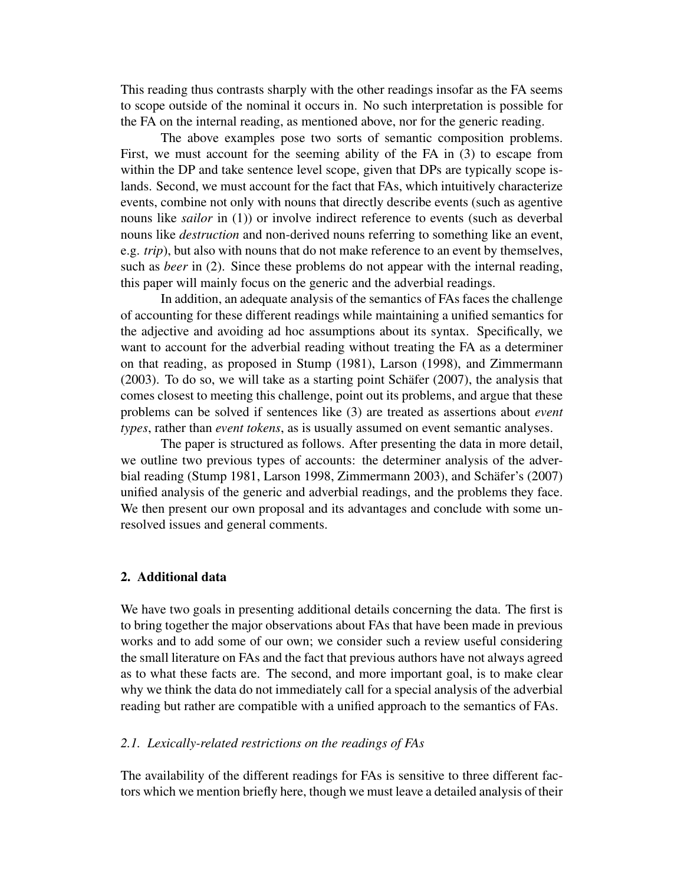This reading thus contrasts sharply with the other readings insofar as the FA seems to scope outside of the nominal it occurs in. No such interpretation is possible for the FA on the internal reading, as mentioned above, nor for the generic reading.

The above examples pose two sorts of semantic composition problems. First, we must account for the seeming ability of the FA in (3) to escape from within the DP and take sentence level scope, given that DPs are typically scope islands. Second, we must account for the fact that FAs, which intuitively characterize events, combine not only with nouns that directly describe events (such as agentive nouns like *sailor* in (1)) or involve indirect reference to events (such as deverbal nouns like *destruction* and non-derived nouns referring to something like an event, e.g. *trip*), but also with nouns that do not make reference to an event by themselves, such as *beer* in (2). Since these problems do not appear with the internal reading, this paper will mainly focus on the generic and the adverbial readings.

In addition, an adequate analysis of the semantics of FAs faces the challenge of accounting for these different readings while maintaining a unified semantics for the adjective and avoiding ad hoc assumptions about its syntax. Specifically, we want to account for the adverbial reading without treating the FA as a determiner on that reading, as proposed in Stump (1981), Larson (1998), and Zimmermann (2003). To do so, we will take as a starting point Schäfer (2007), the analysis that comes closest to meeting this challenge, point out its problems, and argue that these problems can be solved if sentences like (3) are treated as assertions about *event types*, rather than *event tokens*, as is usually assumed on event semantic analyses.

The paper is structured as follows. After presenting the data in more detail, we outline two previous types of accounts: the determiner analysis of the adverbial reading (Stump 1981, Larson 1998, Zimmermann 2003), and Schäfer's (2007) unified analysis of the generic and adverbial readings, and the problems they face. We then present our own proposal and its advantages and conclude with some unresolved issues and general comments.

## 2. Additional data

We have two goals in presenting additional details concerning the data. The first is to bring together the major observations about FAs that have been made in previous works and to add some of our own; we consider such a review useful considering the small literature on FAs and the fact that previous authors have not always agreed as to what these facts are. The second, and more important goal, is to make clear why we think the data do not immediately call for a special analysis of the adverbial reading but rather are compatible with a unified approach to the semantics of FAs.

### *2.1. Lexically-related restrictions on the readings of FAs*

The availability of the different readings for FAs is sensitive to three different factors which we mention briefly here, though we must leave a detailed analysis of their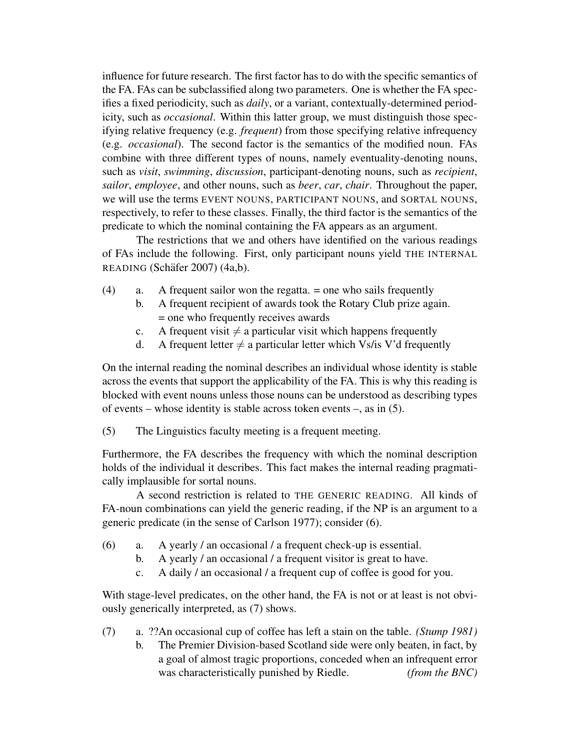influence for future research. The first factor has to do with the specific semantics of the FA. FAs can be subclassified along two parameters. One is whether the FA specifies a fixed periodicity, such as *daily*, or a variant, contextually-determined periodicity, such as *occasional*. Within this latter group, we must distinguish those specifying relative frequency (e.g. *frequent*) from those specifying relative infrequency (e.g. *occasional*). The second factor is the semantics of the modified noun. FAs combine with three different types of nouns, namely eventuality-denoting nouns, such as *visit*, *swimming*, *discussion*, participant-denoting nouns, such as *recipient*, *sailor*, *employee*, and other nouns, such as *beer*, *car*, *chair*. Throughout the paper, we will use the terms EVENT NOUNS, PARTICIPANT NOUNS, and SORTAL NOUNS, respectively, to refer to these classes. Finally, the third factor is the semantics of the predicate to which the nominal containing the FA appears as an argument.

The restrictions that we and others have identified on the various readings of FAs include the following. First, only participant nouns yield THE INTERNAL READING (Schäfer 2007) (4a,b).

(4) a. A frequent sailor won the regatta. = one who sails frequently
 b. A frequent recipient of awards took the Rotary Club prize again. = one who frequently receives awards
 c. A frequent visit ≠ a particular visit which happens frequently
 d. A frequent letter ≠ a particular letter which Vs/is V'd frequently

On the internal reading the nominal describes an individual whose identity is stable across the events that support the applicability of the FA. This is why this reading is blocked with event nouns unless those nouns can be understood as describing types of events – whose identity is stable across token events –, as in (5).

(5) The Linguistics faculty meeting is a frequent meeting.

Furthermore, the FA describes the frequency with which the nominal description holds of the individual it describes. This fact makes the internal reading pragmatically implausible for sortal nouns.

A second restriction is related to THE GENERIC READING. All kinds of FA-noun combinations can yield the generic reading, if the NP is an argument to a generic predicate (in the sense of Carlson 1977); consider (6).

(6) a. A yearly / an occasional / a frequent check-up is essential.
 b. A yearly / an occasional / a frequent visitor is great to have.
 c. A daily / an occasional / a frequent cup of coffee is good for you.

With stage-level predicates, on the other hand, the FA is not or at least is not obviously generically interpreted, as (7) shows.

(7) a. ??An occasional cup of coffee has left a stain on the table. *(Stump 1981)*
 b. The Premier Division-based Scotland side were only beaten, in fact, by a goal of almost tragic proportions, conceded when an infrequent error was characteristically punished by Riedle. *(from the BNC)*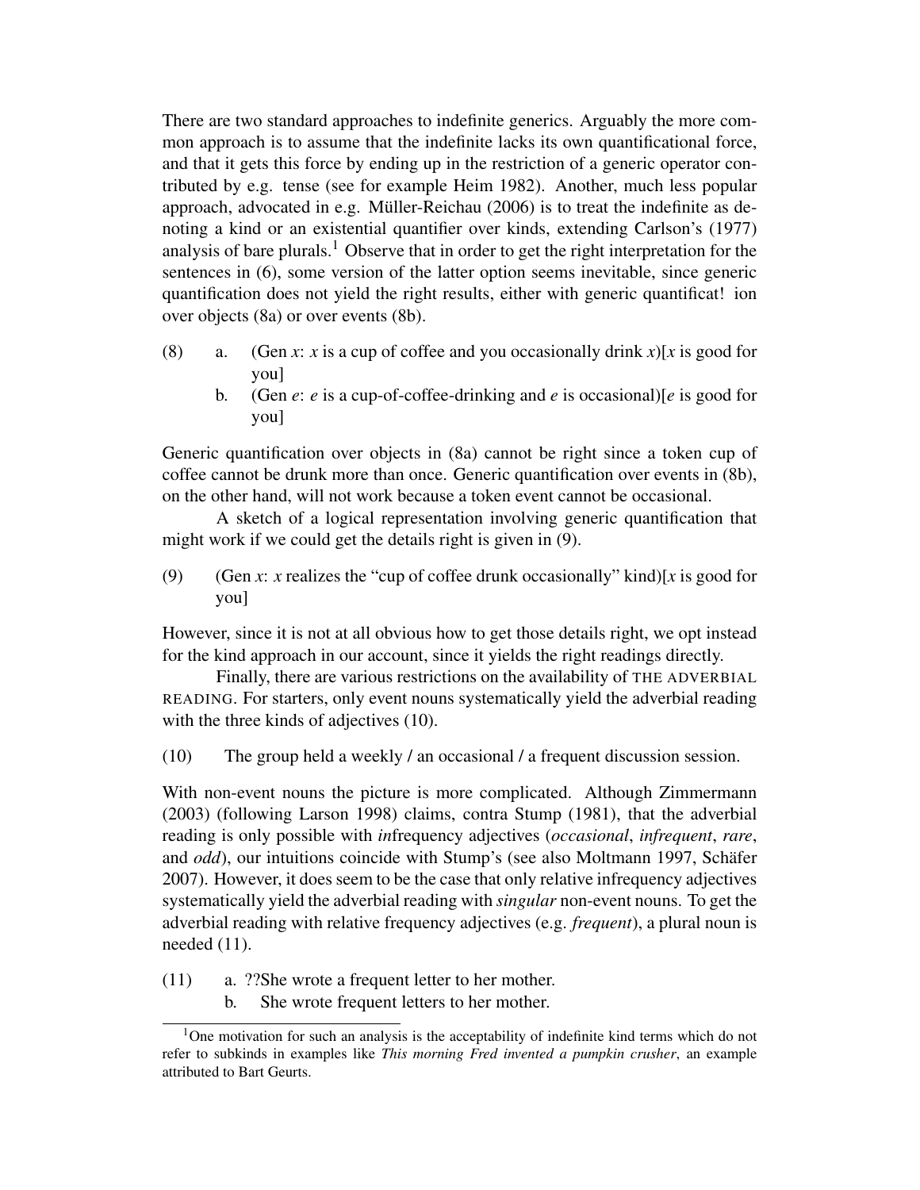There are two standard approaches to indefinite generics. Arguably the more common approach is to assume that the indefinite lacks its own quantificational force, and that it gets this force by ending up in the restriction of a generic operator contributed by e.g. tense (see for example Heim 1982). Another, much less popular approach, advocated in e.g. Müller-Reichau (2006) is to treat the indefinite as denoting a kind or an existential quantifier over kinds, extending Carlson's (1977) analysis of bare plurals.[1] Observe that in order to get the right interpretation for the sentences in (6), some version of the latter option seems inevitable, since generic quantification does not yield the right results, either with generic quantificat! ion over objects (8a) or over events (8b).

(8) a. (Gen *x*: *x* is a cup of coffee and you occasionally drink *x*)[*x* is good for you]

b. (Gen *e*: *e* is a cup-of-coffee-drinking and *e* is occasional)[*e* is good for you]

Generic quantification over objects in (8a) cannot be right since a token cup of coffee cannot be drunk more than once. Generic quantification over events in (8b), on the other hand, will not work because a token event cannot be occasional.

A sketch of a logical representation involving generic quantification that might work if we could get the details right is given in (9).

(9) (Gen *x*: *x* realizes the "cup of coffee drunk occasionally" kind)[*x* is good for you]

However, since it is not at all obvious how to get those details right, we opt instead for the kind approach in our account, since it yields the right readings directly.

Finally, there are various restrictions on the availability of THE ADVERBIAL READING. For starters, only event nouns systematically yield the adverbial reading with the three kinds of adjectives (10).

(10) The group held a weekly / an occasional / a frequent discussion session.

With non-event nouns the picture is more complicated. Although Zimmermann (2003) (following Larson 1998) claims, contra Stump (1981), that the adverbial reading is only possible with *in*frequency adjectives (*occasional*, *infrequent*, *rare*, and *odd*), our intuitions coincide with Stump's (see also Moltmann 1997, Schäfer 2007). However, it does seem to be the case that only relative infrequency adjectives systematically yield the adverbial reading with *singular* non-event nouns. To get the adverbial reading with relative frequency adjectives (e.g. *frequent*), a plural noun is needed (11).

(11) a. ??She wrote a frequent letter to her mother.

b. She wrote frequent letters to her mother.

[1] One motivation for such an analysis is the acceptability of indefinite kind terms which do not refer to subkinds in examples like *This morning Fred invented a pumpkin crusher*, an example attributed to Bart Geurts.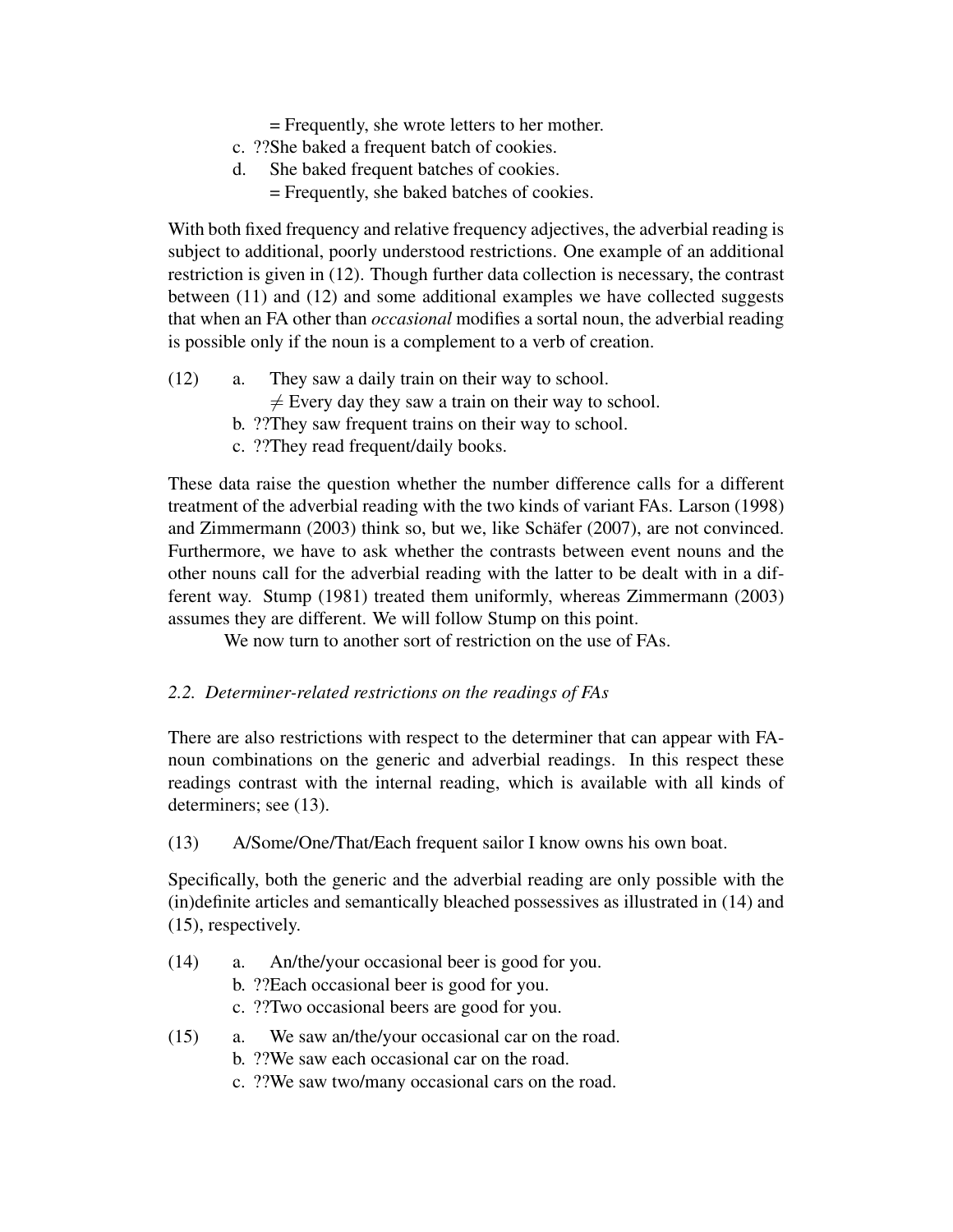= Frequently, she wrote letters to her mother.

c. ??She baked a frequent batch of cookies.

d. She baked frequent batches of cookies.
= Frequently, she baked batches of cookies.

With both fixed frequency and relative frequency adjectives, the adverbial reading is subject to additional, poorly understood restrictions. One example of an additional restriction is given in (12). Though further data collection is necessary, the contrast between (11) and (12) and some additional examples we have collected suggests that when an FA other than *occasional* modifies a sortal noun, the adverbial reading is possible only if the noun is a complement to a verb of creation.

(12) a. They saw a daily train on their way to school.
$\neq$ Every day they saw a train on their way to school.

b. ??They saw frequent trains on their way to school.

c. ??They read frequent/daily books.

These data raise the question whether the number difference calls for a different treatment of the adverbial reading with the two kinds of variant FAs. Larson (1998) and Zimmermann (2003) think so, but we, like Schäfer (2007), are not convinced. Furthermore, we have to ask whether the contrasts between event nouns and the other nouns call for the adverbial reading with the latter to be dealt with in a different way. Stump (1981) treated them uniformly, whereas Zimmermann (2003) assumes they are different. We will follow Stump on this point.

We now turn to another sort of restriction on the use of FAs.

### *2.2. Determiner-related restrictions on the readings of FAs*

There are also restrictions with respect to the determiner that can appear with FA-noun combinations on the generic and adverbial readings. In this respect these readings contrast with the internal reading, which is available with all kinds of determiners; see (13).

(13) A/Some/One/That/Each frequent sailor I know owns his own boat.

Specifically, both the generic and the adverbial reading are only possible with the (in)definite articles and semantically bleached possessives as illustrated in (14) and (15), respectively.

(14) a. An/the/your occasional beer is good for you.

b. ??Each occasional beer is good for you.

c. ??Two occasional beers are good for you.

(15) a. We saw an/the/your occasional car on the road.

b. ??We saw each occasional car on the road.

c. ??We saw two/many occasional cars on the road.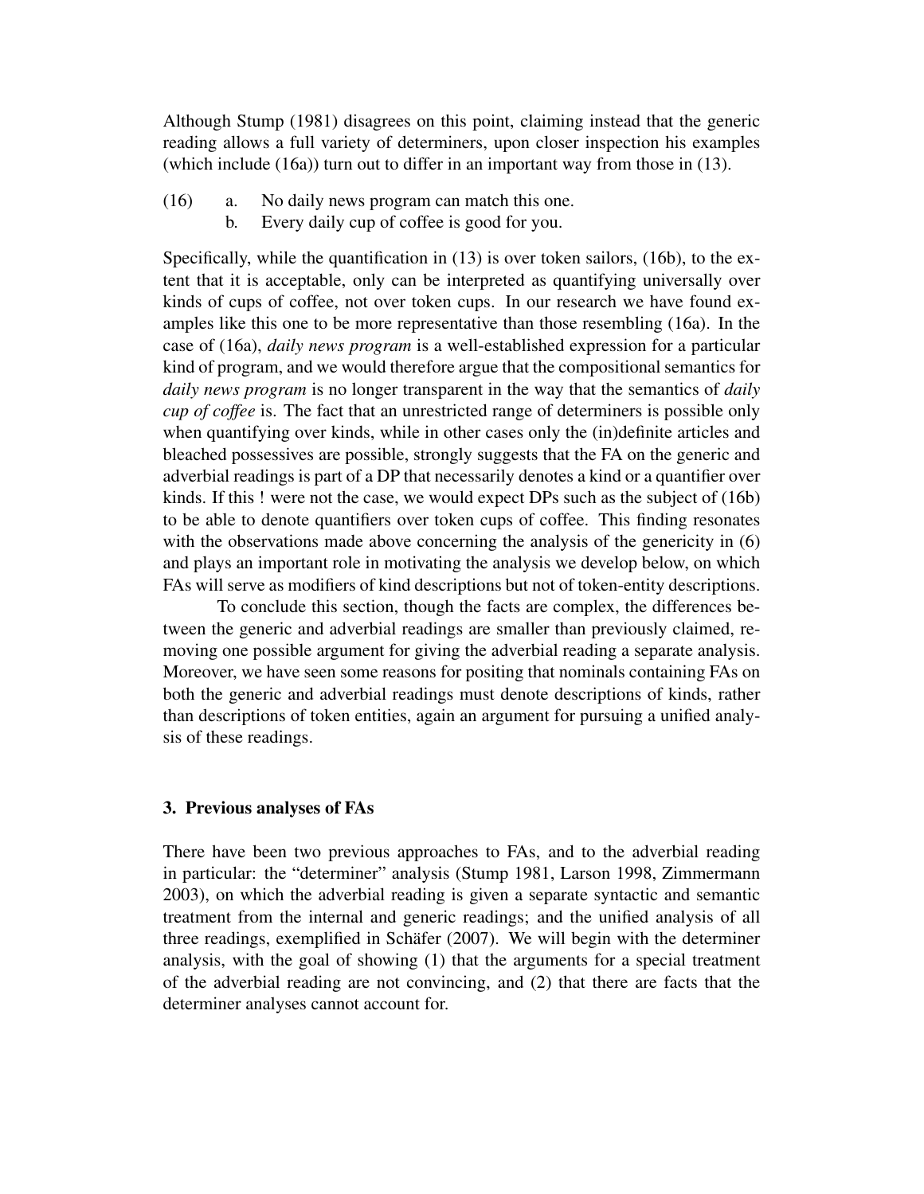Although Stump (1981) disagrees on this point, claiming instead that the generic reading allows a full variety of determiners, upon closer inspection his examples (which include (16a)) turn out to differ in an important way from those in (13).

(16) a. No daily news program can match this one.
 b. Every daily cup of coffee is good for you.

Specifically, while the quantification in (13) is over token sailors, (16b), to the extent that it is acceptable, only can be interpreted as quantifying universally over kinds of cups of coffee, not over token cups. In our research we have found examples like this one to be more representative than those resembling (16a). In the case of (16a), *daily news program* is a well-established expression for a particular kind of program, and we would therefore argue that the compositional semantics for *daily news program* is no longer transparent in the way that the semantics of *daily cup of coffee* is. The fact that an unrestricted range of determiners is possible only when quantifying over kinds, while in other cases only the (in)definite articles and bleached possessives are possible, strongly suggests that the FA on the generic and adverbial readings is part of a DP that necessarily denotes a kind or a quantifier over kinds. If this ! were not the case, we would expect DPs such as the subject of (16b) to be able to denote quantifiers over token cups of coffee. This finding resonates with the observations made above concerning the analysis of the genericity in (6) and plays an important role in motivating the analysis we develop below, on which FAs will serve as modifiers of kind descriptions but not of token-entity descriptions.

To conclude this section, though the facts are complex, the differences between the generic and adverbial readings are smaller than previously claimed, removing one possible argument for giving the adverbial reading a separate analysis. Moreover, we have seen some reasons for positing that nominals containing FAs on both the generic and adverbial readings must denote descriptions of kinds, rather than descriptions of token entities, again an argument for pursuing a unified analysis of these readings.

## 3. Previous analyses of FAs

There have been two previous approaches to FAs, and to the adverbial reading in particular: the "determiner" analysis (Stump 1981, Larson 1998, Zimmermann 2003), on which the adverbial reading is given a separate syntactic and semantic treatment from the internal and generic readings; and the unified analysis of all three readings, exemplified in Schäfer (2007). We will begin with the determiner analysis, with the goal of showing (1) that the arguments for a special treatment of the adverbial reading are not convincing, and (2) that there are facts that the determiner analyses cannot account for.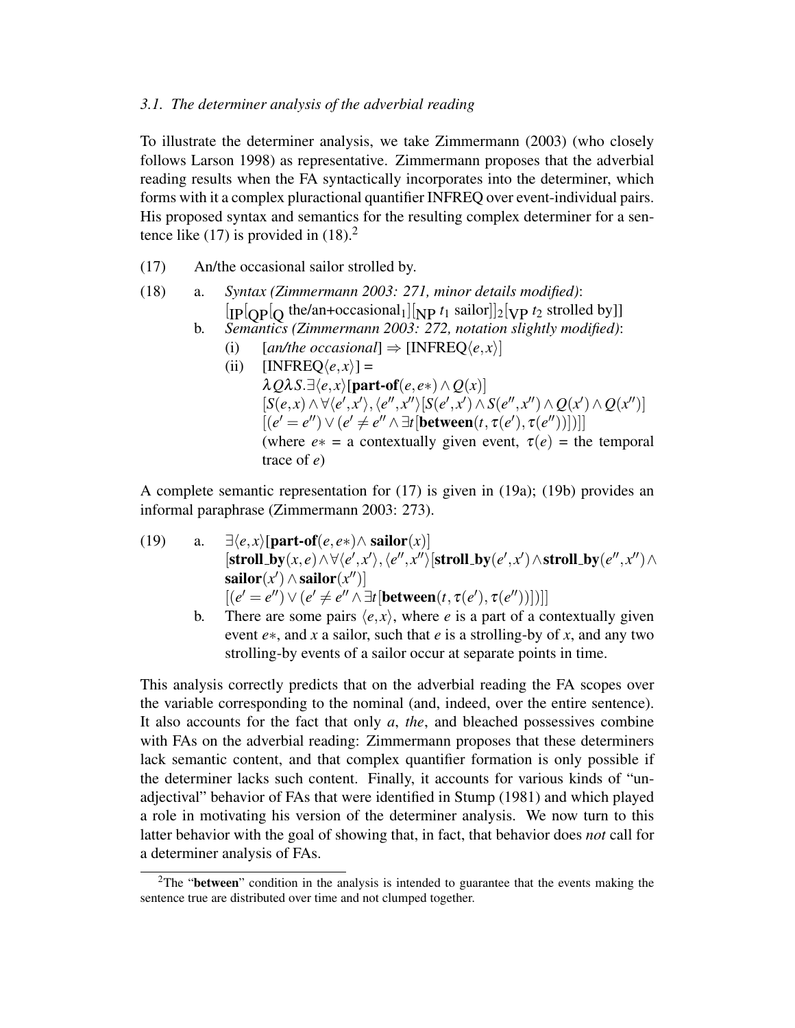### 3.1. The determiner analysis of the adverbial reading

To illustrate the determiner analysis, we take Zimmermann (2003) (who closely follows Larson 1998) as representative. Zimmermann proposes that the adverbial reading results when the FA syntactically incorporates into the determiner, which forms with it a complex pluractional quantifier INFREQ over event-individual pairs. His proposed syntax and semantics for the resulting complex determiner for a sentence like (17) is provided in (18).[2]

(17) An/the occasional sailor strolled by.

(18) a. *Syntax (Zimmermann 2003: 271, minor details modified)*:
$[_{\text{IP}}[_{\text{QP}}[_{\text{Q}} \text{ the/an+occasional}_1][_{\text{NP}}\ t_1 \text{ sailor}]]_2[_{\text{VP}}\ t_2 \text{ strolled by}]]$

b. *Semantics (Zimmermann 2003: 272, notation slightly modified)*:

(i) [*an/the occasional*] $\Rightarrow$ [INFREQ$\langle e, x\rangle$]

(ii) [INFREQ$\langle e, x\rangle$] =
$\lambda Q \lambda S.\exists\langle e,x\rangle[\textbf{part-of}(e, e*) \wedge Q(x)]$
$[S(e,x) \wedge \forall\langle e',x'\rangle, \langle e'',x''\rangle[S(e',x') \wedge S(e'',x'') \wedge Q(x') \wedge Q(x'')]$
$[(e' = e'') \vee (e' \neq e'' \wedge \exists t[\textbf{between}(t, \tau(e'), \tau(e''))])]]$
(where $e*$ = a contextually given event, $\tau(e)$ = the temporal trace of $e$)

A complete semantic representation for (17) is given in (19a); (19b) provides an informal paraphrase (Zimmermann 2003: 273).

(19) a. $\exists\langle e,x\rangle[\textbf{part-of}(e,e*) \wedge \textbf{sailor}(x)]$
$[\textbf{stroll\_by}(x,e) \wedge \forall\langle e',x'\rangle, \langle e'',x''\rangle[\textbf{stroll\_by}(e',x') \wedge \textbf{stroll\_by}(e'',x'') \wedge$
$\textbf{sailor}(x') \wedge \textbf{sailor}(x'')]$
$[(e' = e'') \vee (e' \neq e'' \wedge \exists t[\textbf{between}(t, \tau(e'), \tau(e''))])]]$

b. There are some pairs $\langle e,x\rangle$, where $e$ is a part of a contextually given event $e*$, and $x$ a sailor, such that $e$ is a strolling-by of $x$, and any two strolling-by events of a sailor occur at separate points in time.

This analysis correctly predicts that on the adverbial reading the FA scopes over the variable corresponding to the nominal (and, indeed, over the entire sentence). It also accounts for the fact that only *a*, *the*, and bleached possessives combine with FAs on the adverbial reading: Zimmermann proposes that these determiners lack semantic content, and that complex quantifier formation is only possible if the determiner lacks such content. Finally, it accounts for various kinds of "unadjectival" behavior of FAs that were identified in Stump (1981) and which played a role in motivating his version of the determiner analysis. We now turn to this latter behavior with the goal of showing that, in fact, that behavior does *not* call for a determiner analysis of FAs.

[2] The "**between**" condition in the analysis is intended to guarantee that the events making the sentence true are distributed over time and not clumped together.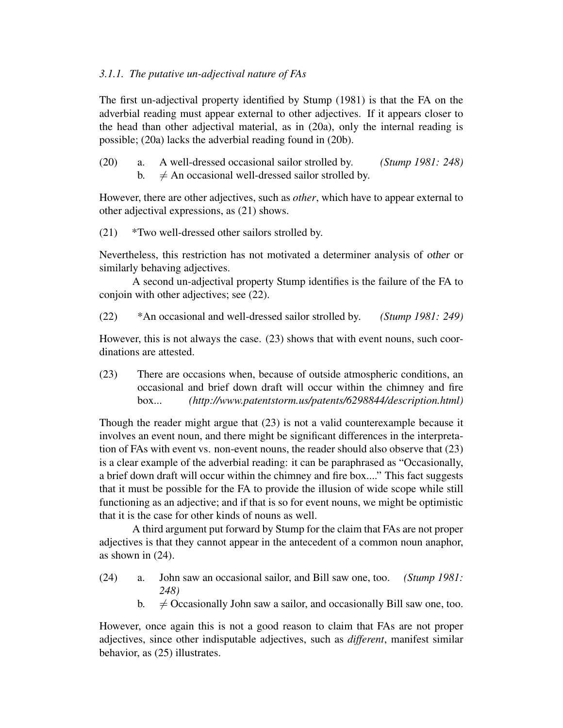### *3.1.1. The putative un-adjectival nature of FAs*

The first un-adjectival property identified by Stump (1981) is that the FA on the adverbial reading must appear external to other adjectives. If it appears closer to the head than other adjectival material, as in (20a), only the internal reading is possible; (20a) lacks the adverbial reading found in (20b).

(20) a. A well-dressed occasional sailor strolled by. *(Stump 1981: 248)*
 b. ≠ An occasional well-dressed sailor strolled by.

However, there are other adjectives, such as *other*, which have to appear external to other adjectival expressions, as (21) shows.

(21) *Two well-dressed other sailors strolled by.

Nevertheless, this restriction has not motivated a determiner analysis of *other* or similarly behaving adjectives.

A second un-adjectival property Stump identifies is the failure of the FA to conjoin with other adjectives; see (22).

(22) *An occasional and well-dressed sailor strolled by. *(Stump 1981: 249)*

However, this is not always the case. (23) shows that with event nouns, such coordinations are attested.

(23) There are occasions when, because of outside atmospheric conditions, an occasional and brief down draft will occur within the chimney and fire box... *(http://www.patentstorm.us/patents/6298844/description.html)*

Though the reader might argue that (23) is not a valid counterexample because it involves an event noun, and there might be significant differences in the interpretation of FAs with event vs. non-event nouns, the reader should also observe that (23) is a clear example of the adverbial reading: it can be paraphrased as "Occasionally, a brief down draft will occur within the chimney and fire box...." This fact suggests that it must be possible for the FA to provide the illusion of wide scope while still functioning as an adjective; and if that is so for event nouns, we might be optimistic that it is the case for other kinds of nouns as well.

A third argument put forward by Stump for the claim that FAs are not proper adjectives is that they cannot appear in the antecedent of a common noun anaphor, as shown in (24).

(24) a. John saw an occasional sailor, and Bill saw one, too. *(Stump 1981: 248)*
 b. ≠ Occasionally John saw a sailor, and occasionally Bill saw one, too.

However, once again this is not a good reason to claim that FAs are not proper adjectives, since other indisputable adjectives, such as *different*, manifest similar behavior, as (25) illustrates.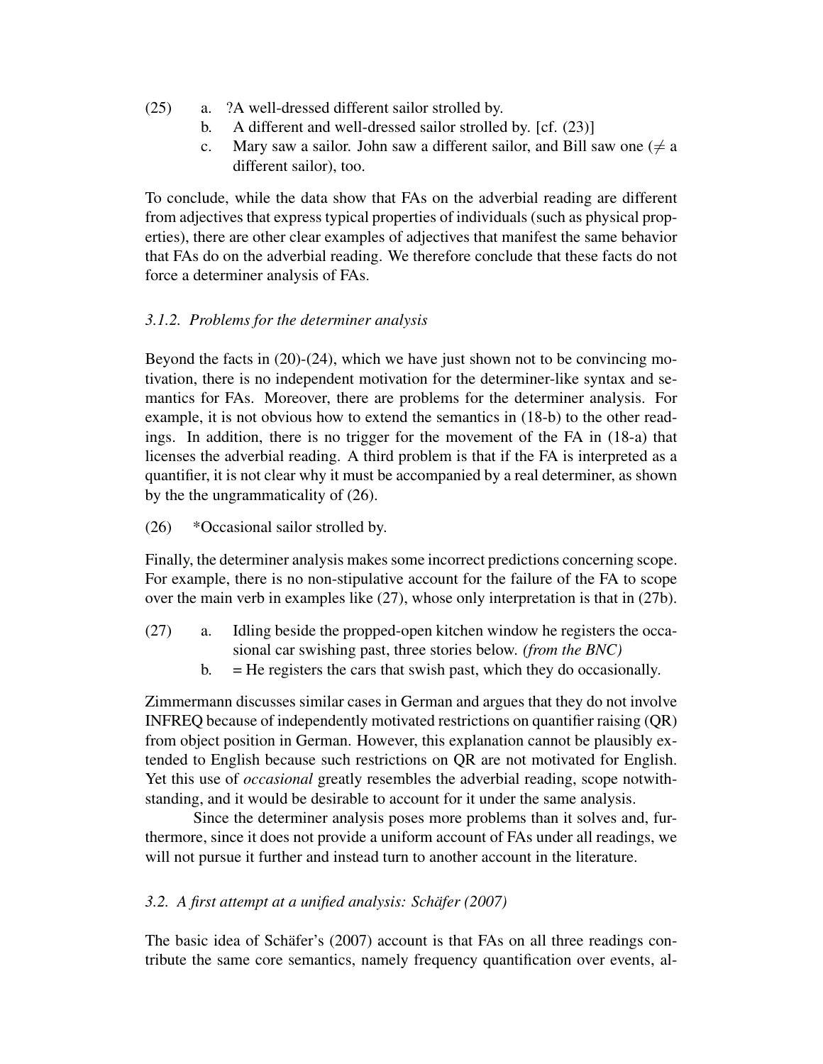(25) a. ?A well-dressed different sailor strolled by.
  b. A different and well-dressed sailor strolled by. [cf. (23)]
  c. Mary saw a sailor. John saw a different sailor, and Bill saw one ($\neq$ a different sailor), too.

To conclude, while the data show that FAs on the adverbial reading are different from adjectives that express typical properties of individuals (such as physical properties), there are other clear examples of adjectives that manifest the same behavior that FAs do on the adverbial reading. We therefore conclude that these facts do not force a determiner analysis of FAs.

### *3.1.2. Problems for the determiner analysis*

Beyond the facts in (20)-(24), which we have just shown not to be convincing motivation, there is no independent motivation for the determiner-like syntax and semantics for FAs. Moreover, there are problems for the determiner analysis. For example, it is not obvious how to extend the semantics in (18-b) to the other readings. In addition, there is no trigger for the movement of the FA in (18-a) that licenses the adverbial reading. A third problem is that if the FA is interpreted as a quantifier, it is not clear why it must be accompanied by a real determiner, as shown by the the ungrammaticality of (26).

(26) *Occasional sailor strolled by.

Finally, the determiner analysis makes some incorrect predictions concerning scope. For example, there is no non-stipulative account for the failure of the FA to scope over the main verb in examples like (27), whose only interpretation is that in (27b).

(27) a. Idling beside the propped-open kitchen window he registers the occasional car swishing past, three stories below. *(from the BNC)*
  b. = He registers the cars that swish past, which they do occasionally.

Zimmermann discusses similar cases in German and argues that they do not involve INFREQ because of independently motivated restrictions on quantifier raising (QR) from object position in German. However, this explanation cannot be plausibly extended to English because such restrictions on QR are not motivated for English. Yet this use of *occasional* greatly resembles the adverbial reading, scope notwithstanding, and it would be desirable to account for it under the same analysis.

Since the determiner analysis poses more problems than it solves and, furthermore, since it does not provide a uniform account of FAs under all readings, we will not pursue it further and instead turn to another account in the literature.

## *3.2. A first attempt at a unified analysis: Schäfer (2007)*

The basic idea of Schäfer's (2007) account is that FAs on all three readings contribute the same core semantics, namely frequency quantification over events, al-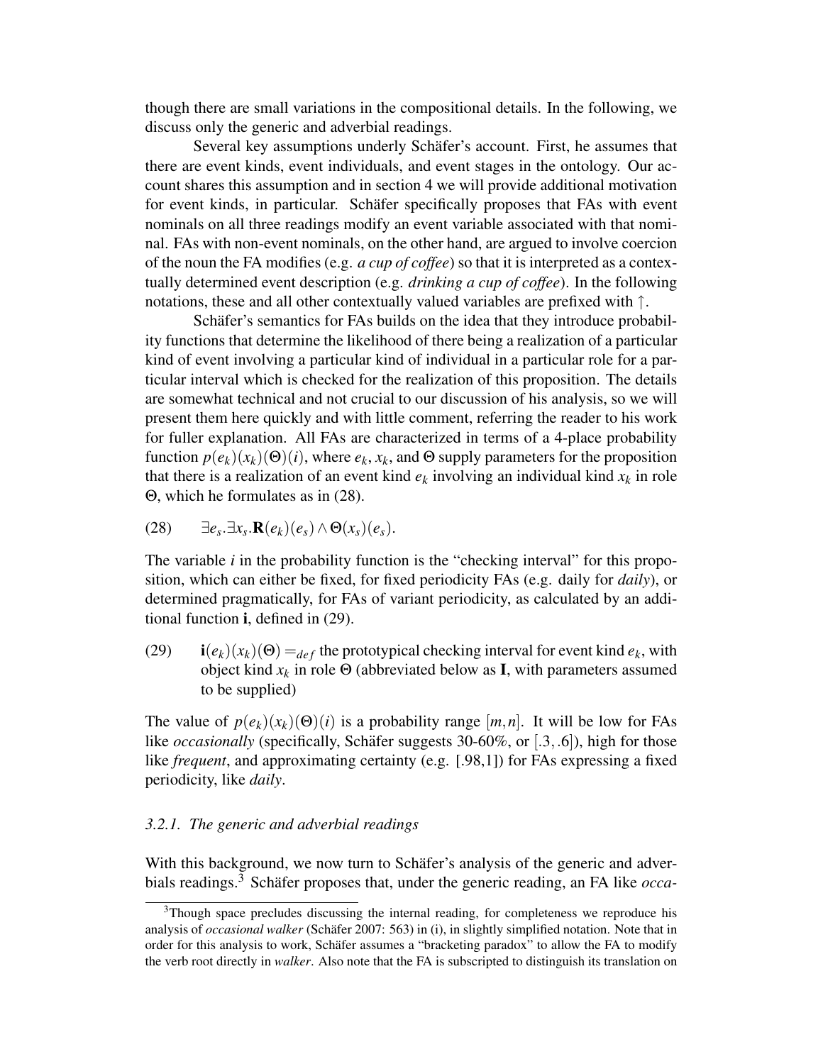though there are small variations in the compositional details. In the following, we discuss only the generic and adverbial readings.

Several key assumptions underly Schäfer's account. First, he assumes that there are event kinds, event individuals, and event stages in the ontology. Our account shares this assumption and in section 4 we will provide additional motivation for event kinds, in particular. Schäfer specifically proposes that FAs with event nominals on all three readings modify an event variable associated with that nominal. FAs with non-event nominals, on the other hand, are argued to involve coercion of the noun the FA modifies (e.g. *a cup of coffee*) so that it is interpreted as a contextually determined event description (e.g. *drinking a cup of coffee*). In the following notations, these and all other contextually valued variables are prefixed with $\uparrow$.

Schäfer's semantics for FAs builds on the idea that they introduce probability functions that determine the likelihood of there being a realization of a particular kind of event involving a particular kind of individual in a particular role for a particular interval which is checked for the realization of this proposition. The details are somewhat technical and not crucial to our discussion of his analysis, so we will present them here quickly and with little comment, referring the reader to his work for fuller explanation. All FAs are characterized in terms of a 4-place probability function $p(e_k)(x_k)(\Theta)(i)$, where $e_k$, $x_k$, and $\Theta$ supply parameters for the proposition that there is a realization of an event kind $e_k$ involving an individual kind $x_k$ in role $\Theta$, which he formulates as in (28).

(28) $\exists e_s.\exists x_s.\mathbf{R}(e_k)(e_s) \wedge \Theta(x_s)(e_s)$.

The variable $i$ in the probability function is the "checking interval" for this proposition, which can either be fixed, for fixed periodicity FAs (e.g. daily for *daily*), or determined pragmatically, for FAs of variant periodicity, as calculated by an additional function $\mathbf{i}$, defined in (29).

(29) $\mathbf{i}(e_k)(x_k)(\Theta) =_{def}$ the prototypical checking interval for event kind $e_k$, with object kind $x_k$ in role $\Theta$ (abbreviated below as $\mathbf{I}$, with parameters assumed to be supplied)

The value of $p(e_k)(x_k)(\Theta)(i)$ is a probability range $[m,n]$. It will be low for FAs like *occasionally* (specifically, Schäfer suggests 30-60%, or $[.3,.6]$), high for those like *frequent*, and approximating certainty (e.g. $[.98,1]$) for FAs expressing a fixed periodicity, like *daily*.

### 3.2.1. The generic and adverbial readings

With this background, we now turn to Schäfer's analysis of the generic and adverbials readings.[3] Schäfer proposes that, under the generic reading, an FA like *occa-*

[3]Though space precludes discussing the internal reading, for completeness we reproduce his analysis of *occasional walker* (Schäfer 2007: 563) in (i), in slightly simplified notation. Note that in order for this analysis to work, Schäfer assumes a "bracketing paradox" to allow the FA to modify the verb root directly in *walker*. Also note that the FA is subscripted to distinguish its translation on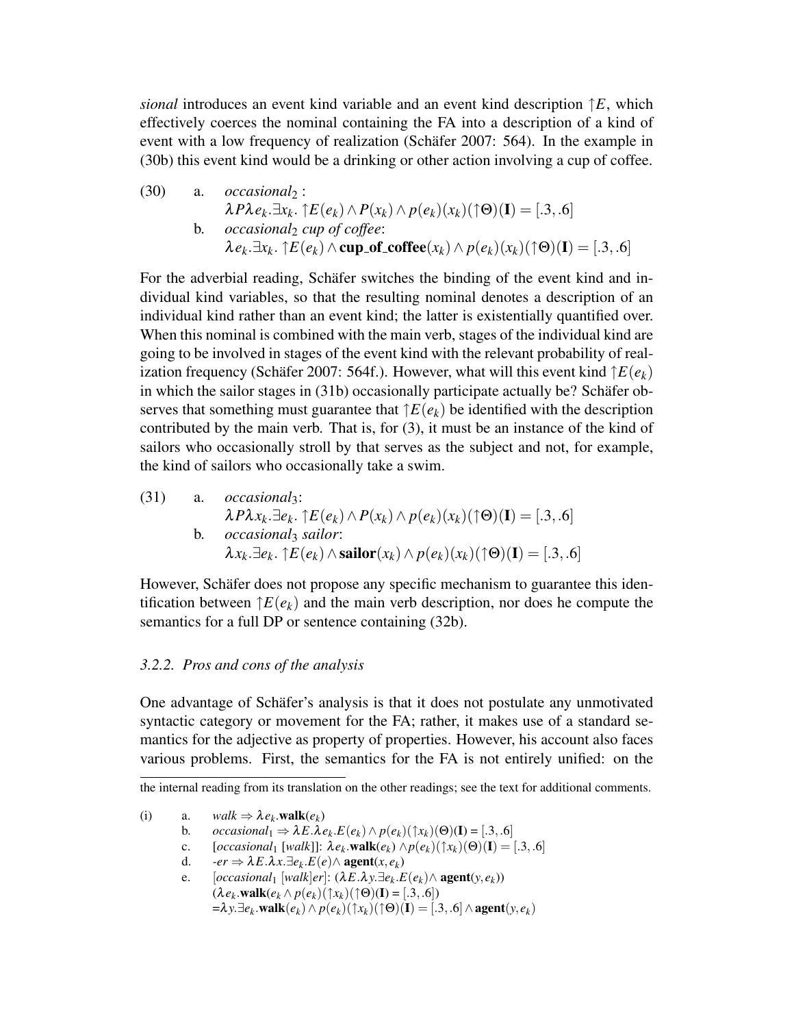*sional* introduces an event kind variable and an event kind description $\uparrow E$, which effectively coerces the nominal containing the FA into a description of a kind of event with a low frequency of realization (Schäfer 2007: 564). In the example in (30b) this event kind would be a drinking or other action involving a cup of coffee.

(30) a. *occasional*$_2$ :
$$\lambda P \lambda e_k.\exists x_k.\uparrow E(e_k) \wedge P(x_k) \wedge p(e_k)(x_k)(\uparrow\Theta)(\mathbf{I}) = [.3,.6]$$
b. *occasional*$_2$ *cup of coffee*:
$$\lambda e_k.\exists x_k.\uparrow E(e_k) \wedge \mathbf{cup\_of\_coffee}(x_k) \wedge p(e_k)(x_k)(\uparrow\Theta)(\mathbf{I}) = [.3,.6]$$

For the adverbial reading, Schäfer switches the binding of the event kind and individual kind variables, so that the resulting nominal denotes a description of an individual kind rather than an event kind; the latter is existentially quantified over. When this nominal is combined with the main verb, stages of the individual kind are going to be involved in stages of the event kind with the relevant probability of realization frequency (Schäfer 2007: 564f.). However, what will this event kind $\uparrow E(e_k)$ in which the sailor stages in (31b) occasionally participate actually be? Schäfer observes that something must guarantee that $\uparrow E(e_k)$ be identified with the description contributed by the main verb. That is, for (3), it must be an instance of the kind of sailors who occasionally stroll by that serves as the subject and not, for example, the kind of sailors who occasionally take a swim.

(31) a. *occasional*$_3$:
$$\lambda P \lambda x_k.\exists e_k.\uparrow E(e_k) \wedge P(x_k) \wedge p(e_k)(x_k)(\uparrow\Theta)(\mathbf{I}) = [.3,.6]$$
b. *occasional*$_3$ *sailor*:
$$\lambda x_k.\exists e_k.\uparrow E(e_k) \wedge \mathbf{sailor}(x_k) \wedge p(e_k)(x_k)(\uparrow\Theta)(\mathbf{I}) = [.3,.6]$$

However, Schäfer does not propose any specific mechanism to guarantee this identification between $\uparrow E(e_k)$ and the main verb description, nor does he compute the semantics for a full DP or sentence containing (32b).

### 3.2.2. Pros and cons of the analysis

One advantage of Schäfer's analysis is that it does not postulate any unmotivated syntactic category or movement for the FA; rather, it makes use of a standard semantics for the adjective as property of properties. However, his account also faces various problems. First, the semantics for the FA is not entirely unified: on the

---

the internal reading from its translation on the other readings; see the text for additional comments.

(i) a. *walk* $\Rightarrow \lambda e_k.\mathbf{walk}(e_k)$
b. *occasional*$_1$ $\Rightarrow \lambda E.\lambda e_k.E(e_k) \wedge p(e_k)(\uparrow x_k)(\Theta)(\mathbf{I}) = [.3,.6]$
c. [*occasional*$_1$ [*walk*]]: $\lambda e_k.\mathbf{walk}(e_k) \wedge p(e_k)(\uparrow x_k)(\Theta)(\mathbf{I}) = [.3,.6]$
d. *-er* $\Rightarrow \lambda E.\lambda x.\exists e_k.E(e) \wedge \mathbf{agent}(x,e_k)$
e. [*occasional*$_1$ [*walk*]*er*]: $(\lambda E.\lambda y.\exists e_k.E(e_k) \wedge \mathbf{agent}(y,e_k))$
$(\lambda e_k.\mathbf{walk}(e_k \wedge p(e_k)(\uparrow x_k)(\uparrow\Theta)(\mathbf{I}) = [.3,.6])$
$=\lambda y.\exists e_k.\mathbf{walk}(e_k) \wedge p(e_k)(\uparrow x_k)(\uparrow\Theta)(\mathbf{I}) = [.3,.6] \wedge \mathbf{agent}(y,e_k)$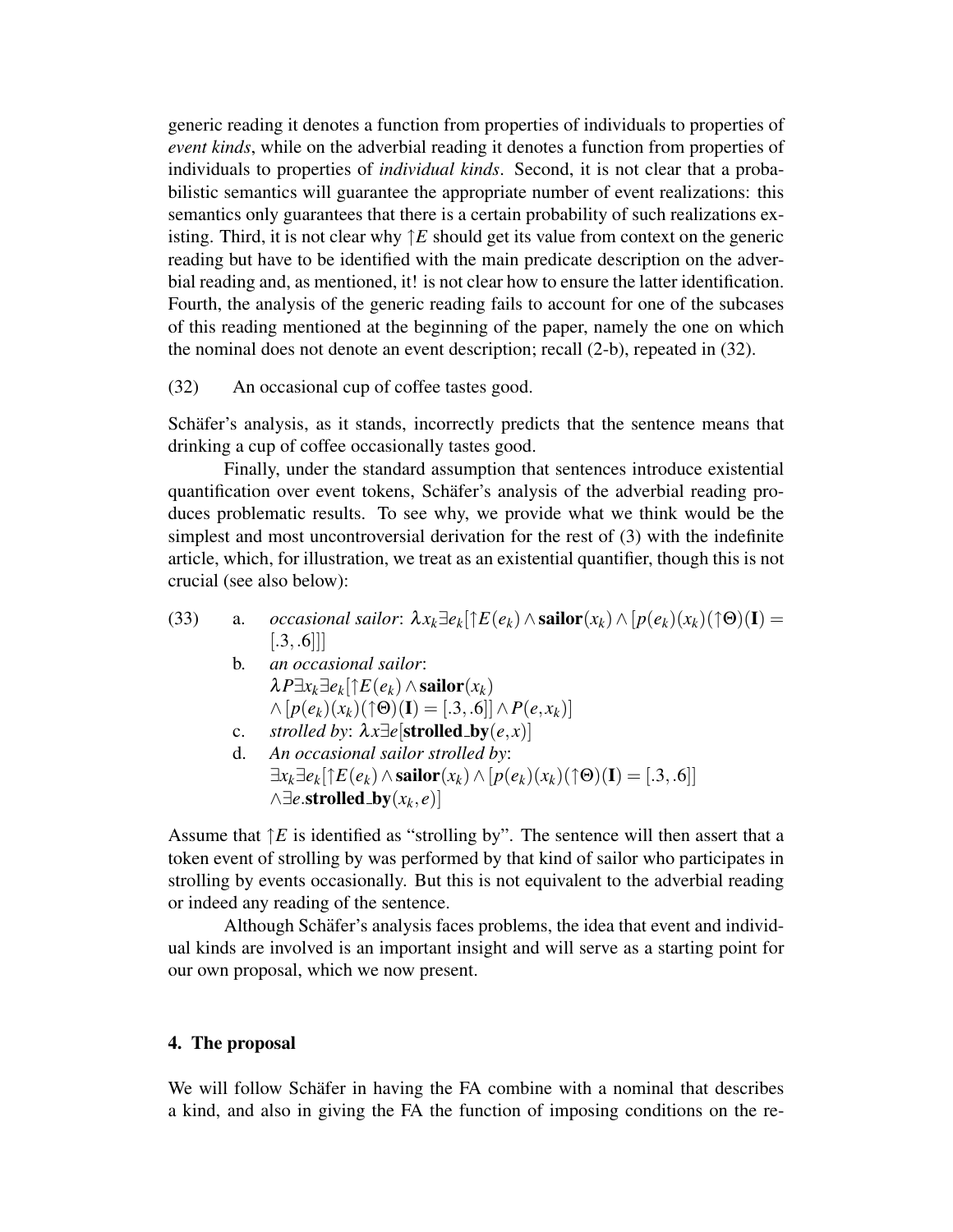generic reading it denotes a function from properties of individuals to properties of *event kinds*, while on the adverbial reading it denotes a function from properties of individuals to properties of *individual kinds*. Second, it is not clear that a probabilistic semantics will guarantee the appropriate number of event realizations: this semantics only guarantees that there is a certain probability of such realizations existing. Third, it is not clear why $\upharpoonright E$ should get its value from context on the generic reading but have to be identified with the main predicate description on the adverbial reading and, as mentioned, it! is not clear how to ensure the latter identification. Fourth, the analysis of the generic reading fails to account for one of the subcases of this reading mentioned at the beginning of the paper, namely the one on which the nominal does not denote an event description; recall (2-b), repeated in (32).

(32) An occasional cup of coffee tastes good.

Schäfer's analysis, as it stands, incorrectly predicts that the sentence means that drinking a cup of coffee occasionally tastes good.

Finally, under the standard assumption that sentences introduce existential quantification over event tokens, Schäfer's analysis of the adverbial reading produces problematic results. To see why, we provide what we think would be the simplest and most uncontroversial derivation for the rest of (3) with the indefinite article, which, for illustration, we treat as an existential quantifier, though this is not crucial (see also below):

(33) a. *occasional sailor*: $\lambda x_k \exists e_k[\upharpoonright E(e_k) \wedge \mathbf{sailor}(x_k) \wedge [p(e_k)(x_k)(\upharpoonright\Theta)(\mathbf{I}) = [.3,.6]]]$

b. *an occasional sailor*:
$\lambda P \exists x_k \exists e_k[\upharpoonright E(e_k) \wedge \mathbf{sailor}(x_k) \wedge [p(e_k)(x_k)(\upharpoonright\Theta)(\mathbf{I}) = [.3,.6]] \wedge P(e,x_k)]$

c. *strolled by*: $\lambda x \exists e[\mathbf{strolled\_by}(e,x)]$

d. *An occasional sailor strolled by*:
$\exists x_k \exists e_k[\upharpoonright E(e_k) \wedge \mathbf{sailor}(x_k) \wedge [p(e_k)(x_k)(\upharpoonright\Theta)(\mathbf{I}) = [.3,.6]] \wedge \exists e.\mathbf{strolled\_by}(x_k,e)]$

Assume that $\upharpoonright E$ is identified as "strolling by". The sentence will then assert that a token event of strolling by was performed by that kind of sailor who participates in strolling by events occasionally. But this is not equivalent to the adverbial reading or indeed any reading of the sentence.

Although Schäfer's analysis faces problems, the idea that event and individual kinds are involved is an important insight and will serve as a starting point for our own proposal, which we now present.

## 4. The proposal

We will follow Schäfer in having the FA combine with a nominal that describes a kind, and also in giving the FA the function of imposing conditions on the re-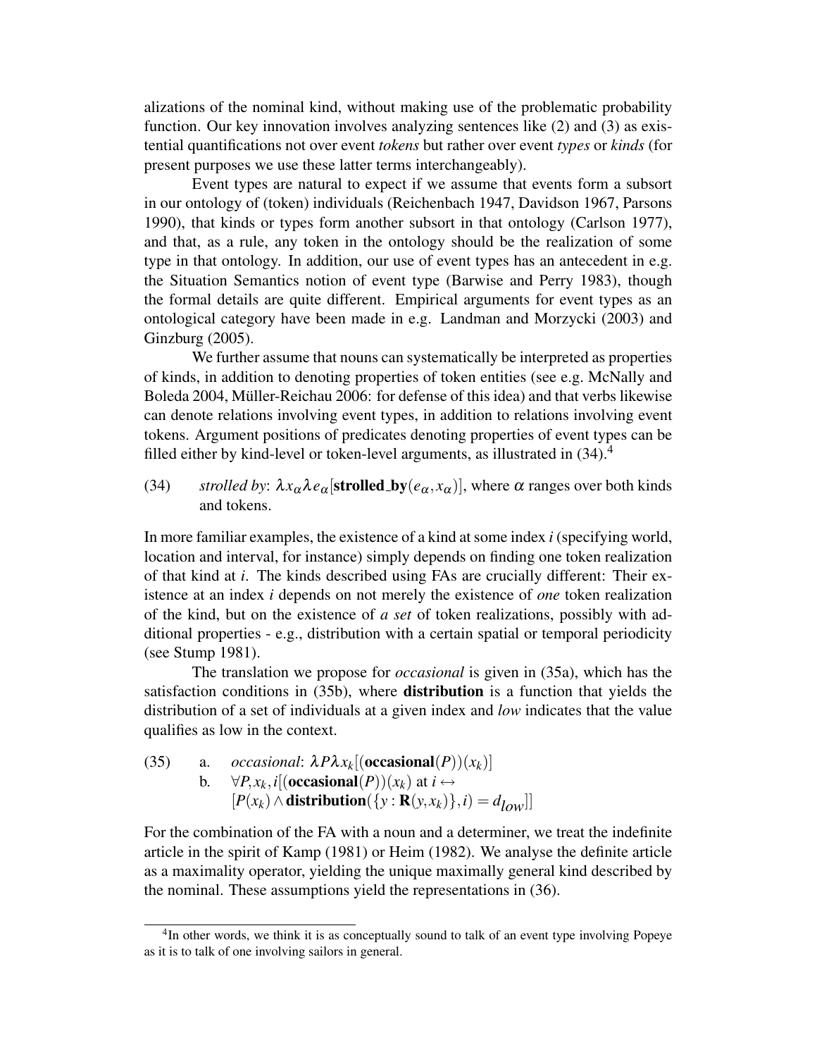alizations of the nominal kind, without making use of the problematic probability function. Our key innovation involves analyzing sentences like (2) and (3) as existential quantifications not over event *tokens* but rather over event *types* or *kinds* (for present purposes we use these latter terms interchangeably).

Event types are natural to expect if we assume that events form a subsort in our ontology of (token) individuals (Reichenbach 1947, Davidson 1967, Parsons 1990), that kinds or types form another subsort in that ontology (Carlson 1977), and that, as a rule, any token in the ontology should be the realization of some type in that ontology. In addition, our use of event types has an antecedent in e.g. the Situation Semantics notion of event type (Barwise and Perry 1983), though the formal details are quite different. Empirical arguments for event types as an ontological category have been made in e.g. Landman and Morzycki (2003) and Ginzburg (2005).

We further assume that nouns can systematically be interpreted as properties of kinds, in addition to denoting properties of token entities (see e.g. McNally and Boleda 2004, Müller-Reichau 2006: for defense of this idea) and that verbs likewise can denote relations involving event types, in addition to relations involving event tokens. Argument positions of predicates denoting properties of event types can be filled either by kind-level or token-level arguments, as illustrated in (34).[4]

(34) *strolled by*: $\lambda x_\alpha \lambda e_\alpha[\textbf{strolled\_by}(e_\alpha, x_\alpha)]$, where $\alpha$ ranges over both kinds and tokens.

In more familiar examples, the existence of a kind at some index $i$ (specifying world, location and interval, for instance) simply depends on finding one token realization of that kind at $i$. The kinds described using FAs are crucially different: Their existence at an index $i$ depends on not merely the existence of *one* token realization of the kind, but on the existence of *a set* of token realizations, possibly with additional properties - e.g., distribution with a certain spatial or temporal periodicity (see Stump 1981).

The translation we propose for *occasional* is given in (35a), which has the satisfaction conditions in (35b), where **distribution** is a function that yields the distribution of a set of individuals at a given index and *low* indicates that the value qualifies as low in the context.

(35) a. *occasional*: $\lambda P \lambda x_k[(\textbf{occasional}(P))(x_k)]$

b. $\forall P, x_k, i[(\textbf{occasional}(P))(x_k) \text{ at } i \leftrightarrow$
$[P(x_k) \wedge \textbf{distribution}(\{y : \mathbf{R}(y, x_k)\}, i) = d_{low}]]$

For the combination of the FA with a noun and a determiner, we treat the indefinite article in the spirit of Kamp (1981) or Heim (1982). We analyse the definite article as a maximality operator, yielding the unique maximally general kind described by the nominal. These assumptions yield the representations in (36).

[4]In other words, we think it is as conceptually sound to talk of an event type involving Popeye as it is to talk of one involving sailors in general.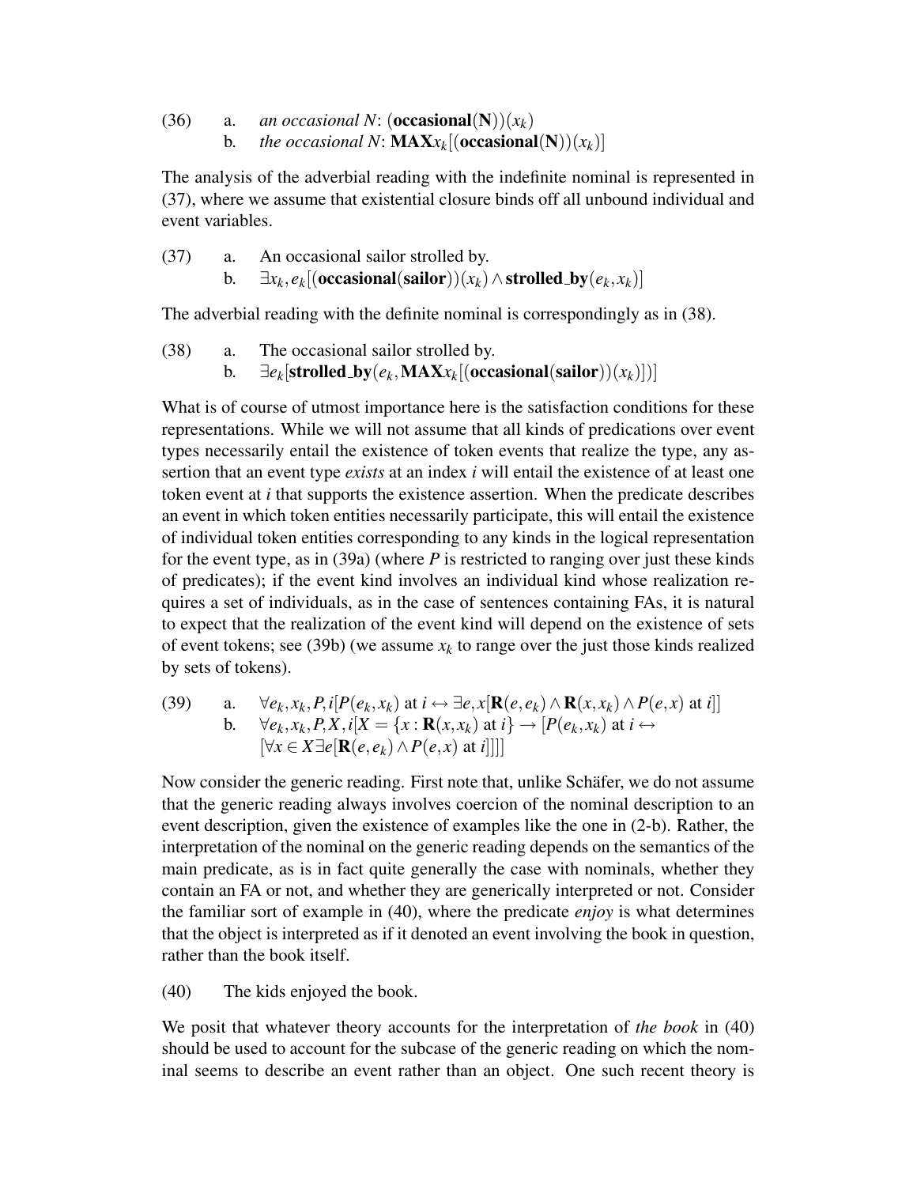(36) a. *an occasional N*: $(\mathbf{occasional}(\mathbf{N}))(x_k)$

b. *the occasional N*: $\mathbf{MAX}x_k[(\mathbf{occasional}(\mathbf{N}))(x_k)]$

The analysis of the adverbial reading with the indefinite nominal is represented in (37), where we assume that existential closure binds off all unbound individual and event variables.

(37) a. An occasional sailor strolled by.

b. $\exists x_k, e_k[(\mathbf{occasional}(\mathbf{sailor}))(x_k) \wedge \mathbf{strolled\_by}(e_k, x_k)]$

The adverbial reading with the definite nominal is correspondingly as in (38).

(38) a. The occasional sailor strolled by.

b. $\exists e_k[\mathbf{strolled\_by}(e_k, \mathbf{MAX}x_k[(\mathbf{occasional}(\mathbf{sailor}))(x_k)])]$

What is of course of utmost importance here is the satisfaction conditions for these representations. While we will not assume that all kinds of predications over event types necessarily entail the existence of token events that realize the type, any assertion that an event type *exists* at an index $i$ will entail the existence of at least one token event at $i$ that supports the existence assertion. When the predicate describes an event in which token entities necessarily participate, this will entail the existence of individual token entities corresponding to any kinds in the logical representation for the event type, as in (39a) (where $P$ is restricted to ranging over just these kinds of predicates); if the event kind involves an individual kind whose realization requires a set of individuals, as in the case of sentences containing FAs, it is natural to expect that the realization of the event kind will depend on the existence of sets of event tokens; see (39b) (we assume $x_k$ to range over the just those kinds realized by sets of tokens).

(39) a. $\forall e_k, x_k, P, i[P(e_k, x_k) \text{ at } i \leftrightarrow \exists e, x[\mathbf{R}(e, e_k) \wedge \mathbf{R}(x, x_k) \wedge P(e, x) \text{ at } i]]$

b. $\forall e_k, x_k, P, X, i[X = \{x : \mathbf{R}(x, x_k) \text{ at } i\} \rightarrow [P(e_k, x_k) \text{ at } i \leftrightarrow [\forall x \in X \exists e[\mathbf{R}(e, e_k) \wedge P(e, x) \text{ at } i]]]]$

Now consider the generic reading. First note that, unlike Schäfer, we do not assume that the generic reading always involves coercion of the nominal description to an event description, given the existence of examples like the one in (2-b). Rather, the interpretation of the nominal on the generic reading depends on the semantics of the main predicate, as is in fact quite generally the case with nominals, whether they contain an FA or not, and whether they are generically interpreted or not. Consider the familiar sort of example in (40), where the predicate *enjoy* is what determines that the object is interpreted as if it denoted an event involving the book in question, rather than the book itself.

(40) The kids enjoyed the book.

We posit that whatever theory accounts for the interpretation of *the book* in (40) should be used to account for the subcase of the generic reading on which the nominal seems to describe an event rather than an object. One such recent theory is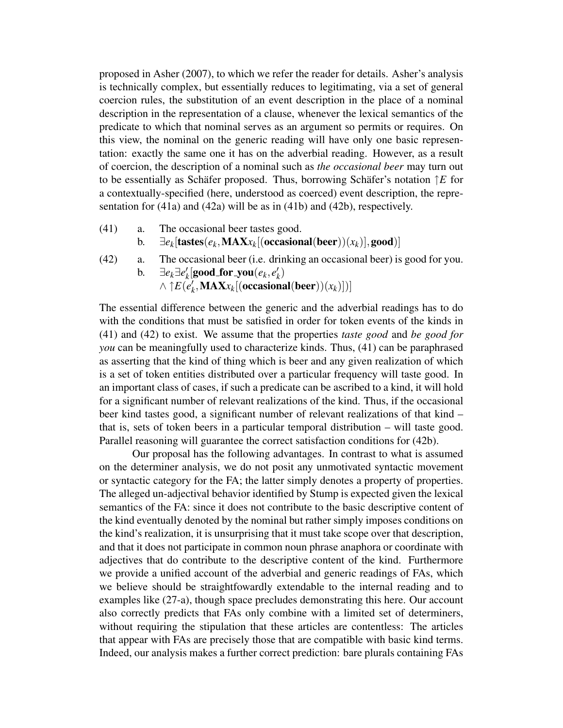proposed in Asher (2007), to which we refer the reader for details. Asher's analysis is technically complex, but essentially reduces to legitimating, via a set of general coercion rules, the substitution of an event description in the place of a nominal description in the representation of a clause, whenever the lexical semantics of the predicate to which that nominal serves as an argument so permits or requires. On this view, the nominal on the generic reading will have only one basic representation: exactly the same one it has on the adverbial reading. However, as a result of coercion, the description of a nominal such as *the occasional beer* may turn out to be essentially as Schäfer proposed. Thus, borrowing Schäfer's notation $\uparrow E$ for a contextually-specified (here, understood as coerced) event description, the representation for (41a) and (42a) will be as in (41b) and (42b), respectively.

(41) a. The occasional beer tastes good.

b. $\exists e_k[\mathbf{tastes}(e_k, \mathbf{MAX}x_k[(\mathbf{occasional}(\mathbf{beer}))(x_k)], \mathbf{good})]$

(42) a. The occasional beer (i.e. drinking an occasional beer) is good for you.

b. $\exists e_k \exists e'_k[\mathbf{good\_for\_you}(e_k, e'_k)$
$\wedge \uparrow E(e'_k, \mathbf{MAX}x_k[(\mathbf{occasional}(\mathbf{beer}))(x_k)])]$

The essential difference between the generic and the adverbial readings has to do with the conditions that must be satisfied in order for token events of the kinds in (41) and (42) to exist. We assume that the properties *taste good* and *be good for you* can be meaningfully used to characterize kinds. Thus, (41) can be paraphrased as asserting that the kind of thing which is beer and any given realization of which is a set of token entities distributed over a particular frequency will taste good. In an important class of cases, if such a predicate can be ascribed to a kind, it will hold for a significant number of relevant realizations of the kind. Thus, if the occasional beer kind tastes good, a significant number of relevant realizations of that kind – that is, sets of token beers in a particular temporal distribution – will taste good. Parallel reasoning will guarantee the correct satisfaction conditions for (42b).

Our proposal has the following advantages. In contrast to what is assumed on the determiner analysis, we do not posit any unmotivated syntactic movement or syntactic category for the FA; the latter simply denotes a property of properties. The alleged un-adjectival behavior identified by Stump is expected given the lexical semantics of the FA: since it does not contribute to the basic descriptive content of the kind eventually denoted by the nominal but rather simply imposes conditions on the kind's realization, it is unsurprising that it must take scope over that description, and that it does not participate in common noun phrase anaphora or coordinate with adjectives that do contribute to the descriptive content of the kind. Furthermore we provide a unified account of the adverbial and generic readings of FAs, which we believe should be straightfowardly extendable to the internal reading and to examples like (27-a), though space precludes demonstrating this here. Our account also correctly predicts that FAs only combine with a limited set of determiners, without requiring the stipulation that these articles are contentless: The articles that appear with FAs are precisely those that are compatible with basic kind terms. Indeed, our analysis makes a further correct prediction: bare plurals containing FAs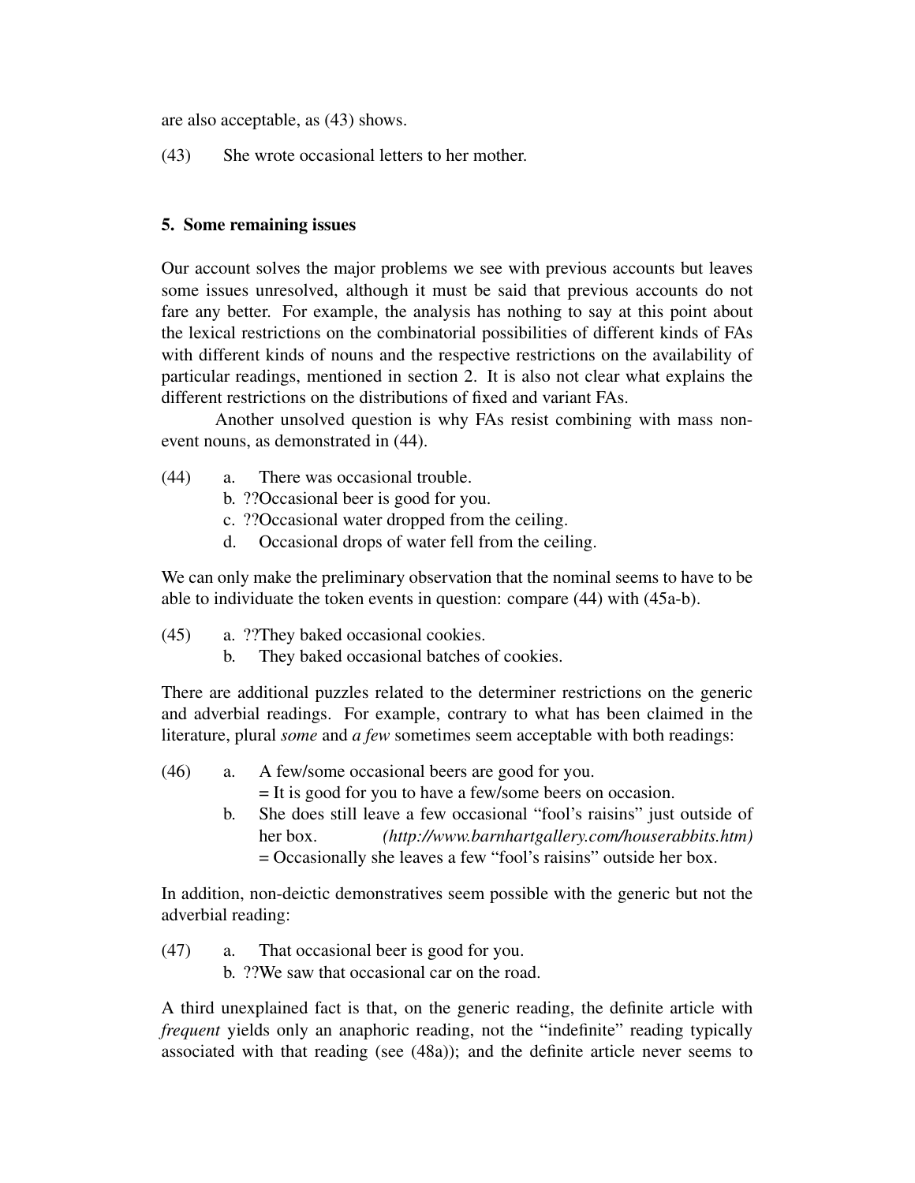are also acceptable, as (43) shows.

(43) She wrote occasional letters to her mother.

## 5. Some remaining issues

Our account solves the major problems we see with previous accounts but leaves some issues unresolved, although it must be said that previous accounts do not fare any better. For example, the analysis has nothing to say at this point about the lexical restrictions on the combinatorial possibilities of different kinds of FAs with different kinds of nouns and the respective restrictions on the availability of particular readings, mentioned in section 2. It is also not clear what explains the different restrictions on the distributions of fixed and variant FAs.

Another unsolved question is why FAs resist combining with mass non-event nouns, as demonstrated in (44).

(44)
a. There was occasional trouble.
b. ??Occasional beer is good for you.
c. ??Occasional water dropped from the ceiling.
d. Occasional drops of water fell from the ceiling.

We can only make the preliminary observation that the nominal seems to have to be able to individuate the token events in question: compare (44) with (45a-b).

(45)
a. ??They baked occasional cookies.
b. They baked occasional batches of cookies.

There are additional puzzles related to the determiner restrictions on the generic and adverbial readings. For example, contrary to what has been claimed in the literature, plural *some* and *a few* sometimes seem acceptable with both readings:

(46)
a. A few/some occasional beers are good for you.
= It is good for you to have a few/some beers on occasion.
b. She does still leave a few occasional "fool's raisins" just outside of her box. *(http://www.barnhartgallery.com/houserabbits.htm)*
= Occasionally she leaves a few "fool's raisins" outside her box.

In addition, non-deictic demonstratives seem possible with the generic but not the adverbial reading:

(47)
a. That occasional beer is good for you.
b. ??We saw that occasional car on the road.

A third unexplained fact is that, on the generic reading, the definite article with *frequent* yields only an anaphoric reading, not the "indefinite" reading typically associated with that reading (see (48a)); and the definite article never seems to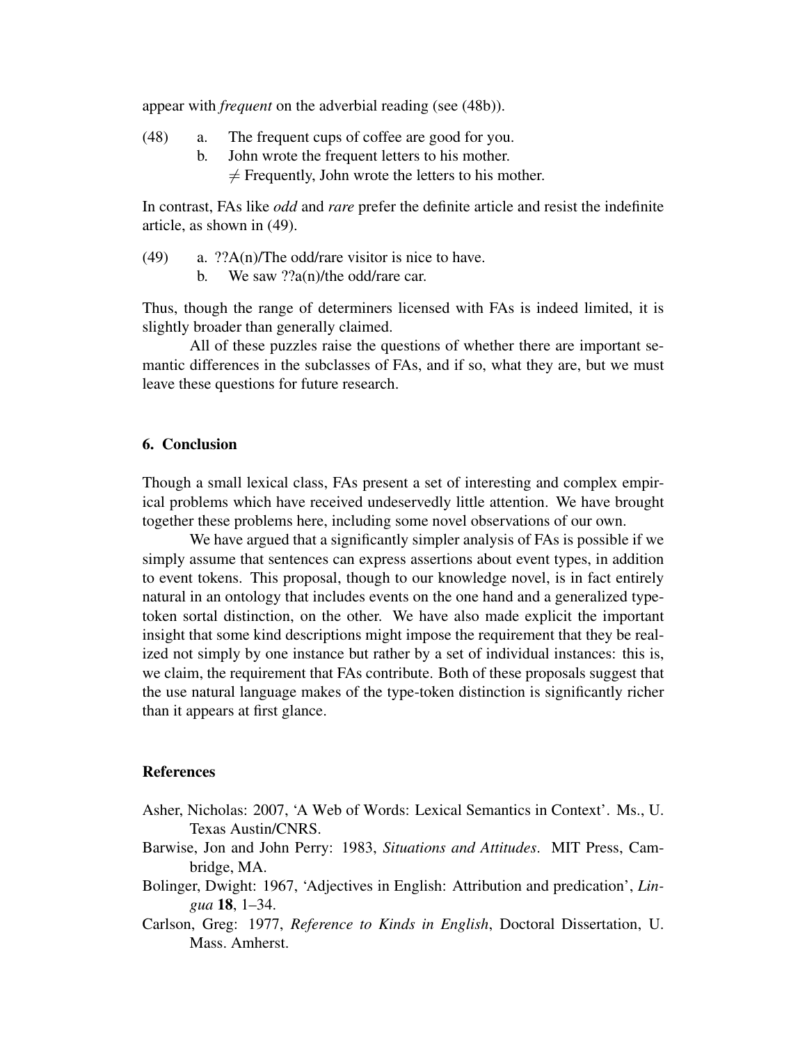appear with *frequent* on the adverbial reading (see (48b)).

(48) a. The frequent cups of coffee are good for you.
 b. John wrote the frequent letters to his mother.
 $\neq$ Frequently, John wrote the letters to his mother.

In contrast, FAs like *odd* and *rare* prefer the definite article and resist the indefinite article, as shown in (49).

(49) a. ??A(n)/The odd/rare visitor is nice to have.
 b. We saw ??a(n)/the odd/rare car.

Thus, though the range of determiners licensed with FAs is indeed limited, it is slightly broader than generally claimed.

All of these puzzles raise the questions of whether there are important semantic differences in the subclasses of FAs, and if so, what they are, but we must leave these questions for future research.

## 6. Conclusion

Though a small lexical class, FAs present a set of interesting and complex empirical problems which have received undeservedly little attention. We have brought together these problems here, including some novel observations of our own.

We have argued that a significantly simpler analysis of FAs is possible if we simply assume that sentences can express assertions about event types, in addition to event tokens. This proposal, though to our knowledge novel, is in fact entirely natural in an ontology that includes events on the one hand and a generalized type-token sortal distinction, on the other. We have also made explicit the important insight that some kind descriptions might impose the requirement that they be realized not simply by one instance but rather by a set of individual instances: this is, we claim, the requirement that FAs contribute. Both of these proposals suggest that the use natural language makes of the type-token distinction is significantly richer than it appears at first glance.

## References

Asher, Nicholas: 2007, 'A Web of Words: Lexical Semantics in Context'. Ms., U. Texas Austin/CNRS.

Barwise, Jon and John Perry: 1983, *Situations and Attitudes*. MIT Press, Cambridge, MA.

Bolinger, Dwight: 1967, 'Adjectives in English: Attribution and predication', *Lingua* **18**, 1–34.

Carlson, Greg: 1977, *Reference to Kinds in English*, Doctoral Dissertation, U. Mass. Amherst.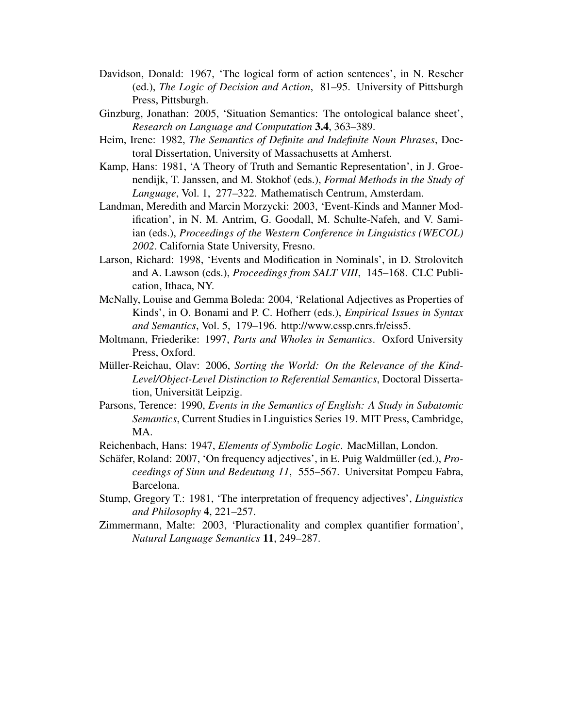Davidson, Donald: 1967, 'The logical form of action sentences', in N. Rescher (ed.), *The Logic of Decision and Action*, 81–95. University of Pittsburgh Press, Pittsburgh.

Ginzburg, Jonathan: 2005, 'Situation Semantics: The ontological balance sheet', *Research on Language and Computation* **3.4**, 363–389.

Heim, Irene: 1982, *The Semantics of Definite and Indefinite Noun Phrases*, Doctoral Dissertation, University of Massachusetts at Amherst.

Kamp, Hans: 1981, 'A Theory of Truth and Semantic Representation', in J. Groenendijk, T. Janssen, and M. Stokhof (eds.), *Formal Methods in the Study of Language*, Vol. 1, 277–322. Mathematisch Centrum, Amsterdam.

Landman, Meredith and Marcin Morzycki: 2003, 'Event-Kinds and Manner Modification', in N. M. Antrim, G. Goodall, M. Schulte-Nafeh, and V. Samiian (eds.), *Proceedings of the Western Conference in Linguistics (WECOL) 2002*. California State University, Fresno.

Larson, Richard: 1998, 'Events and Modification in Nominals', in D. Strolovitch and A. Lawson (eds.), *Proceedings from SALT VIII*, 145–168. CLC Publication, Ithaca, NY.

McNally, Louise and Gemma Boleda: 2004, 'Relational Adjectives as Properties of Kinds', in O. Bonami and P. C. Hofherr (eds.), *Empirical Issues in Syntax and Semantics*, Vol. 5, 179–196. http://www.cssp.cnrs.fr/eiss5.

Moltmann, Friederike: 1997, *Parts and Wholes in Semantics*. Oxford University Press, Oxford.

Müller-Reichau, Olav: 2006, *Sorting the World: On the Relevance of the Kind-Level/Object-Level Distinction to Referential Semantics*, Doctoral Dissertation, Universität Leipzig.

Parsons, Terence: 1990, *Events in the Semantics of English: A Study in Subatomic Semantics*, Current Studies in Linguistics Series 19. MIT Press, Cambridge, MA.

Reichenbach, Hans: 1947, *Elements of Symbolic Logic*. MacMillan, London.

Schäfer, Roland: 2007, 'On frequency adjectives', in E. Puig Waldmüller (ed.), *Proceedings of Sinn und Bedeutung 11*, 555–567. Universitat Pompeu Fabra, Barcelona.

Stump, Gregory T.: 1981, 'The interpretation of frequency adjectives', *Linguistics and Philosophy* **4**, 221–257.

Zimmermann, Malte: 2003, 'Pluractionality and complex quantifier formation', *Natural Language Semantics* **11**, 249–287.